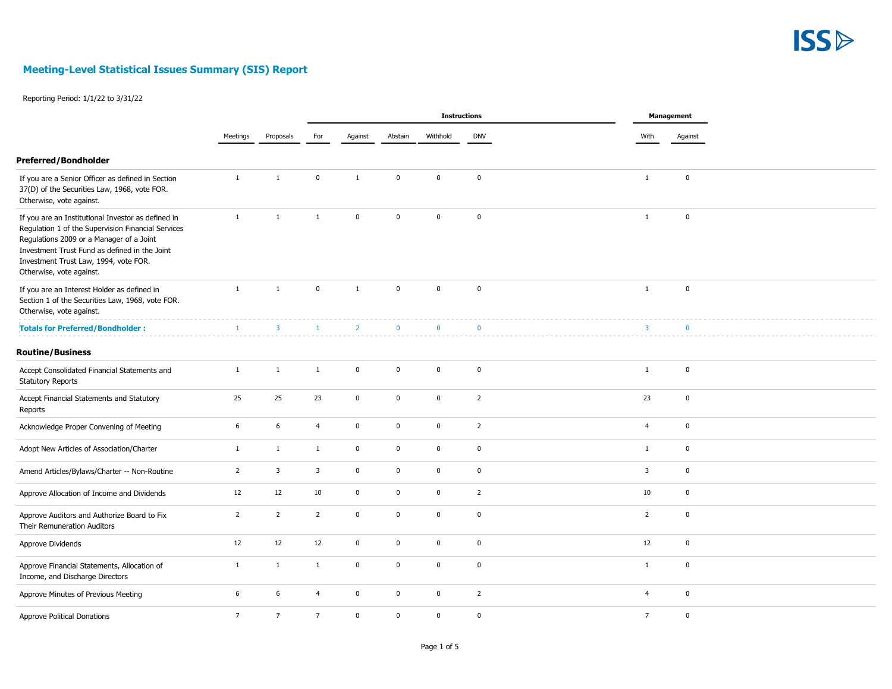## Meeting-Level Statistical Issues Summary (SIS) Report

Reporting Period: 1/1/22 to 3/31/22

| | | | Instructions | | | | | Management | |
|---|---|---|---|---|---|---|---|---|---|
| | Meetings | Proposals | For | Against | Abstain | Withhold | DNV | With | Against |
| **Preferred/Bondholder** | | | | | | | | | |
| If you are a Senior Officer as defined in Section 37(D) of the Securities Law, 1968, vote FOR. Otherwise, vote against. | 1 | 1 | 0 | 1 | 0 | 0 | 0 | 1 | 0 |
| If you are an Institutional Investor as defined in Regulation 1 of the Supervision Financial Services Regulations 2009 or a Manager of a Joint Investment Trust Fund as defined in the Joint Investment Trust Law, 1994, vote FOR. Otherwise, vote against. | 1 | 1 | 1 | 0 | 0 | 0 | 0 | 1 | 0 |
| If you are an Interest Holder as defined in Section 1 of the Securities Law, 1968, vote FOR. Otherwise, vote against. | 1 | 1 | 0 | 1 | 0 | 0 | 0 | 1 | 0 |
| **Totals for Preferred/Bondholder :** | 1 | 3 | 1 | 2 | 0 | 0 | 0 | 3 | 0 |
| **Routine/Business** | | | | | | | | | |
| Accept Consolidated Financial Statements and Statutory Reports | 1 | 1 | 1 | 0 | 0 | 0 | 0 | 1 | 0 |
| Accept Financial Statements and Statutory Reports | 25 | 25 | 23 | 0 | 0 | 0 | 2 | 23 | 0 |
| Acknowledge Proper Convening of Meeting | 6 | 6 | 4 | 0 | 0 | 0 | 2 | 4 | 0 |
| Adopt New Articles of Association/Charter | 1 | 1 | 1 | 0 | 0 | 0 | 0 | 1 | 0 |
| Amend Articles/Bylaws/Charter -- Non-Routine | 2 | 3 | 3 | 0 | 0 | 0 | 0 | 3 | 0 |
| Approve Allocation of Income and Dividends | 12 | 12 | 10 | 0 | 0 | 0 | 2 | 10 | 0 |
| Approve Auditors and Authorize Board to Fix Their Remuneration Auditors | 2 | 2 | 2 | 0 | 0 | 0 | 0 | 2 | 0 |
| Approve Dividends | 12 | 12 | 12 | 0 | 0 | 0 | 0 | 12 | 0 |
| Approve Financial Statements, Allocation of Income, and Discharge Directors | 1 | 1 | 1 | 0 | 0 | 0 | 0 | 1 | 0 |
| Approve Minutes of Previous Meeting | 6 | 6 | 4 | 0 | 0 | 0 | 2 | 4 | 0 |
| Approve Political Donations | 7 | 7 | 7 | 0 | 0 | 0 | 0 | 7 | 0 |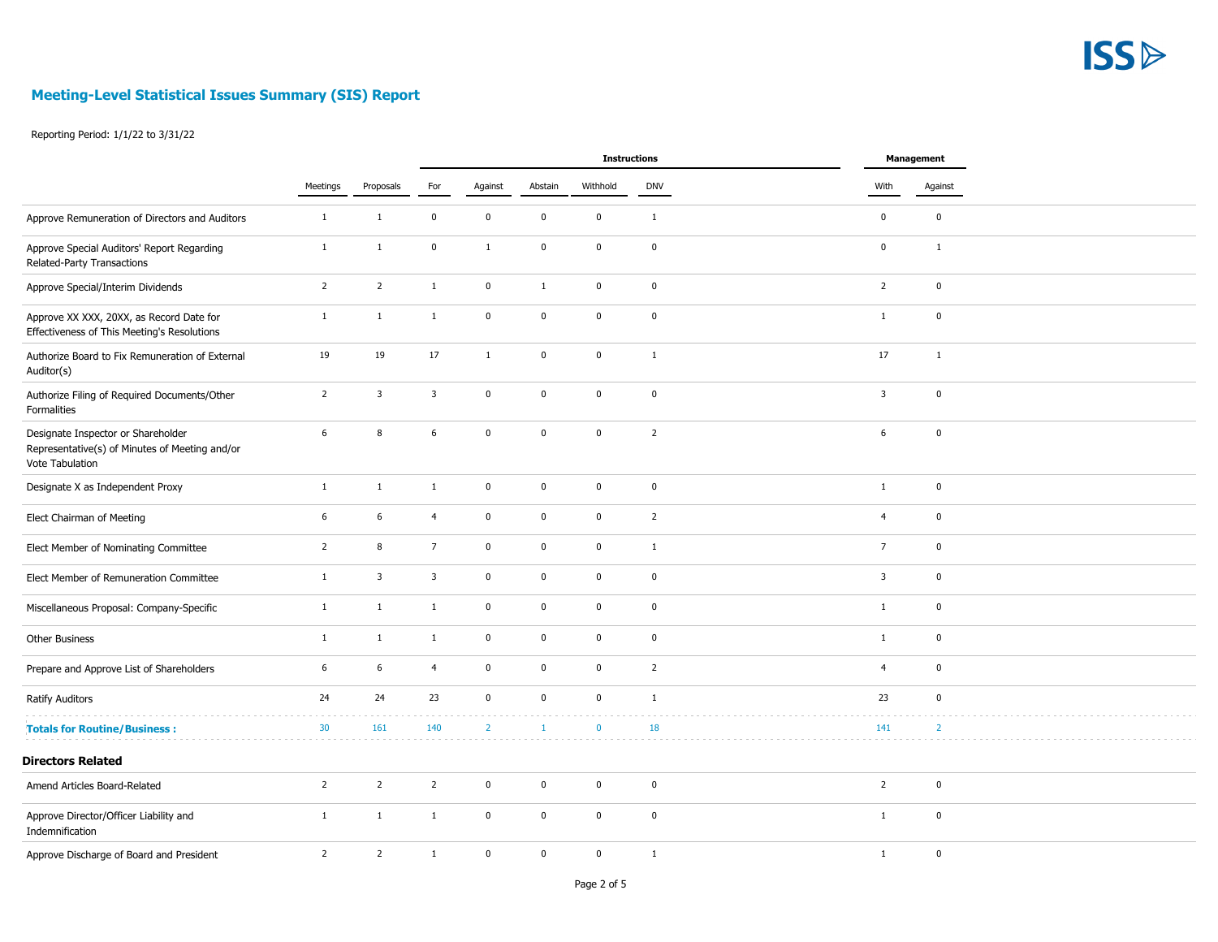# Meeting-Level Statistical Issues Summary (SIS) Report

Reporting Period: 1/1/22 to 3/31/22

| | | | Instructions | | | | | Management | |
|---|---|---|---|---|---|---|---|---|---|
| | Meetings | Proposals | For | Against | Abstain | Withhold | DNV | With | Against |
| Approve Remuneration of Directors and Auditors | 1 | 1 | 0 | 0 | 0 | 0 | 1 | 0 | 0 |
| Approve Special Auditors' Report Regarding Related-Party Transactions | 1 | 1 | 0 | 1 | 0 | 0 | 0 | 0 | 1 |
| Approve Special/Interim Dividends | 2 | 2 | 1 | 0 | 1 | 0 | 0 | 2 | 0 |
| Approve XX XXX, 20XX, as Record Date for Effectiveness of This Meeting's Resolutions | 1 | 1 | 1 | 0 | 0 | 0 | 0 | 1 | 0 |
| Authorize Board to Fix Remuneration of External Auditor(s) | 19 | 19 | 17 | 1 | 0 | 0 | 1 | 17 | 1 |
| Authorize Filing of Required Documents/Other Formalities | 2 | 3 | 3 | 0 | 0 | 0 | 0 | 3 | 0 |
| Designate Inspector or Shareholder Representative(s) of Minutes of Meeting and/or Vote Tabulation | 6 | 8 | 6 | 0 | 0 | 0 | 2 | 6 | 0 |
| Designate X as Independent Proxy | 1 | 1 | 1 | 0 | 0 | 0 | 0 | 1 | 0 |
| Elect Chairman of Meeting | 6 | 6 | 4 | 0 | 0 | 0 | 2 | 4 | 0 |
| Elect Member of Nominating Committee | 2 | 8 | 7 | 0 | 0 | 0 | 1 | 7 | 0 |
| Elect Member of Remuneration Committee | 1 | 3 | 3 | 0 | 0 | 0 | 0 | 3 | 0 |
| Miscellaneous Proposal: Company-Specific | 1 | 1 | 1 | 0 | 0 | 0 | 0 | 1 | 0 |
| Other Business | 1 | 1 | 1 | 0 | 0 | 0 | 0 | 1 | 0 |
| Prepare and Approve List of Shareholders | 6 | 6 | 4 | 0 | 0 | 0 | 2 | 4 | 0 |
| Ratify Auditors | 24 | 24 | 23 | 0 | 0 | 0 | 1 | 23 | 0 |
| **Totals for Routine/Business :** | 30 | 161 | 140 | 2 | 1 | 0 | 18 | 141 | 2 |

### Directors Related

| | Meetings | Proposals | For | Against | Abstain | Withhold | DNV | With | Against |
|---|---|---|---|---|---|---|---|---|---|
| Amend Articles Board-Related | 2 | 2 | 2 | 0 | 0 | 0 | 0 | 2 | 0 |
| Approve Director/Officer Liability and Indemnification | 1 | 1 | 1 | 0 | 0 | 0 | 0 | 1 | 0 |
| Approve Discharge of Board and President | 2 | 2 | 1 | 0 | 0 | 0 | 1 | 1 | 0 |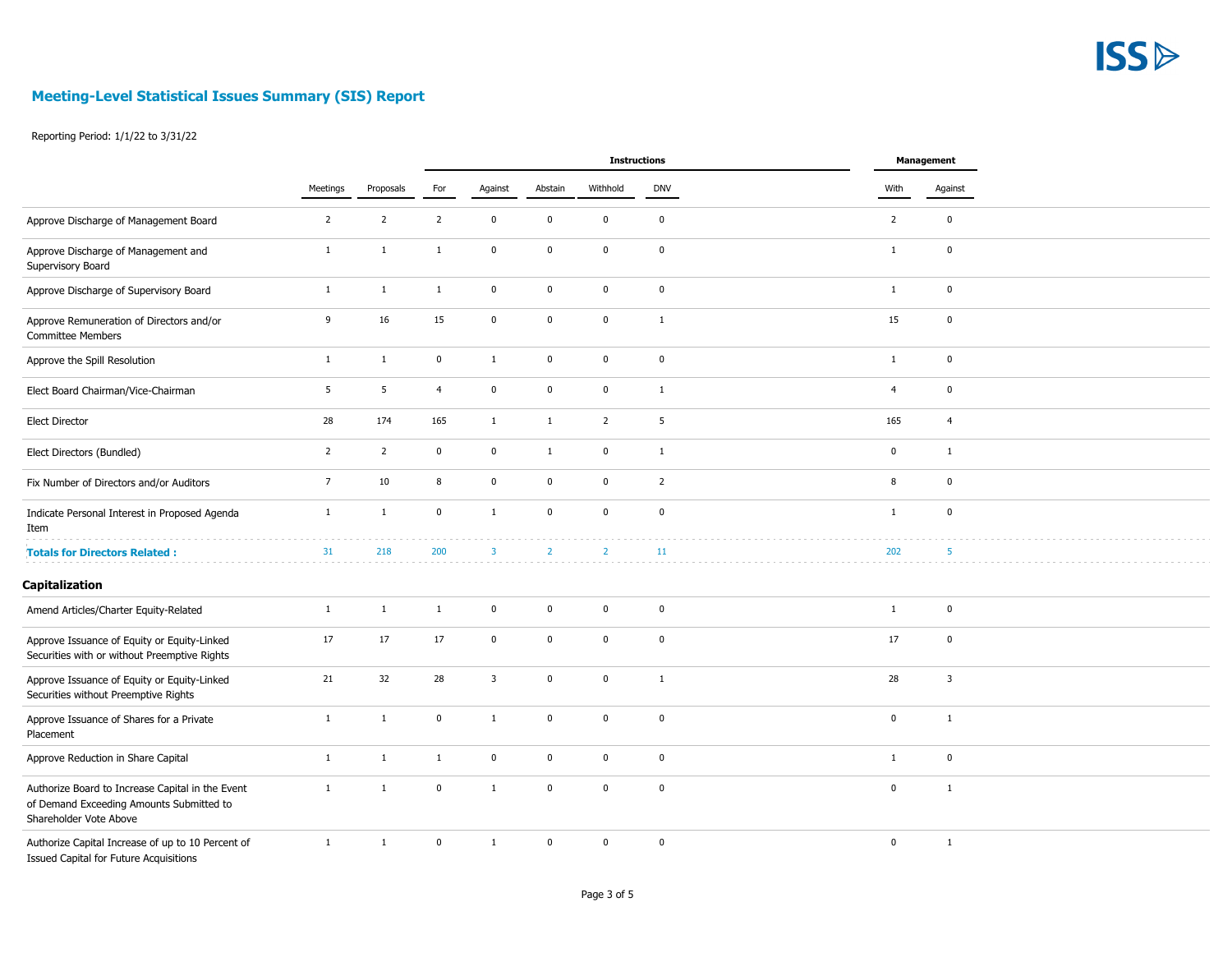# Meeting-Level Statistical Issues Summary (SIS) Report

Reporting Period: 1/1/22 to 3/31/22

| | Meetings | Proposals | Instructions | | | | | Management | |
|---|---|---|---|---|---|---|---|---|---|
| | | | For | Against | Abstain | Withhold | DNV | With | Against |
| Approve Discharge of Management Board | 2 | 2 | 2 | 0 | 0 | 0 | 0 | 2 | 0 |
| Approve Discharge of Management and Supervisory Board | 1 | 1 | 1 | 0 | 0 | 0 | 0 | 1 | 0 |
| Approve Discharge of Supervisory Board | 1 | 1 | 1 | 0 | 0 | 0 | 0 | 1 | 0 |
| Approve Remuneration of Directors and/or Committee Members | 9 | 16 | 15 | 0 | 0 | 0 | 1 | 15 | 0 |
| Approve the Spill Resolution | 1 | 1 | 0 | 1 | 0 | 0 | 0 | 1 | 0 |
| Elect Board Chairman/Vice-Chairman | 5 | 5 | 4 | 0 | 0 | 0 | 1 | 4 | 0 |
| Elect Director | 28 | 174 | 165 | 1 | 1 | 2 | 5 | 165 | 4 |
| Elect Directors (Bundled) | 2 | 2 | 0 | 0 | 1 | 0 | 1 | 0 | 1 |
| Fix Number of Directors and/or Auditors | 7 | 10 | 8 | 0 | 0 | 0 | 2 | 8 | 0 |
| Indicate Personal Interest in Proposed Agenda Item | 1 | 1 | 0 | 1 | 0 | 0 | 0 | 1 | 0 |
| **Totals for Directors Related :** | 31 | 218 | 200 | 3 | 2 | 2 | 11 | 202 | 5 |

### Capitalization

| | Meetings | Proposals | For | Against | Abstain | Withhold | DNV | With | Against |
|---|---|---|---|---|---|---|---|---|---|
| Amend Articles/Charter Equity-Related | 1 | 1 | 1 | 0 | 0 | 0 | 0 | 1 | 0 |
| Approve Issuance of Equity or Equity-Linked Securities with or without Preemptive Rights | 17 | 17 | 17 | 0 | 0 | 0 | 0 | 17 | 0 |
| Approve Issuance of Equity or Equity-Linked Securities without Preemptive Rights | 21 | 32 | 28 | 3 | 0 | 0 | 1 | 28 | 3 |
| Approve Issuance of Shares for a Private Placement | 1 | 1 | 0 | 1 | 0 | 0 | 0 | 0 | 1 |
| Approve Reduction in Share Capital | 1 | 1 | 1 | 0 | 0 | 0 | 0 | 1 | 0 |
| Authorize Board to Increase Capital in the Event of Demand Exceeding Amounts Submitted to Shareholder Vote Above | 1 | 1 | 0 | 1 | 0 | 0 | 0 | 0 | 1 |
| Authorize Capital Increase of up to 10 Percent of Issued Capital for Future Acquisitions | 1 | 1 | 0 | 1 | 0 | 0 | 0 | 0 | 1 |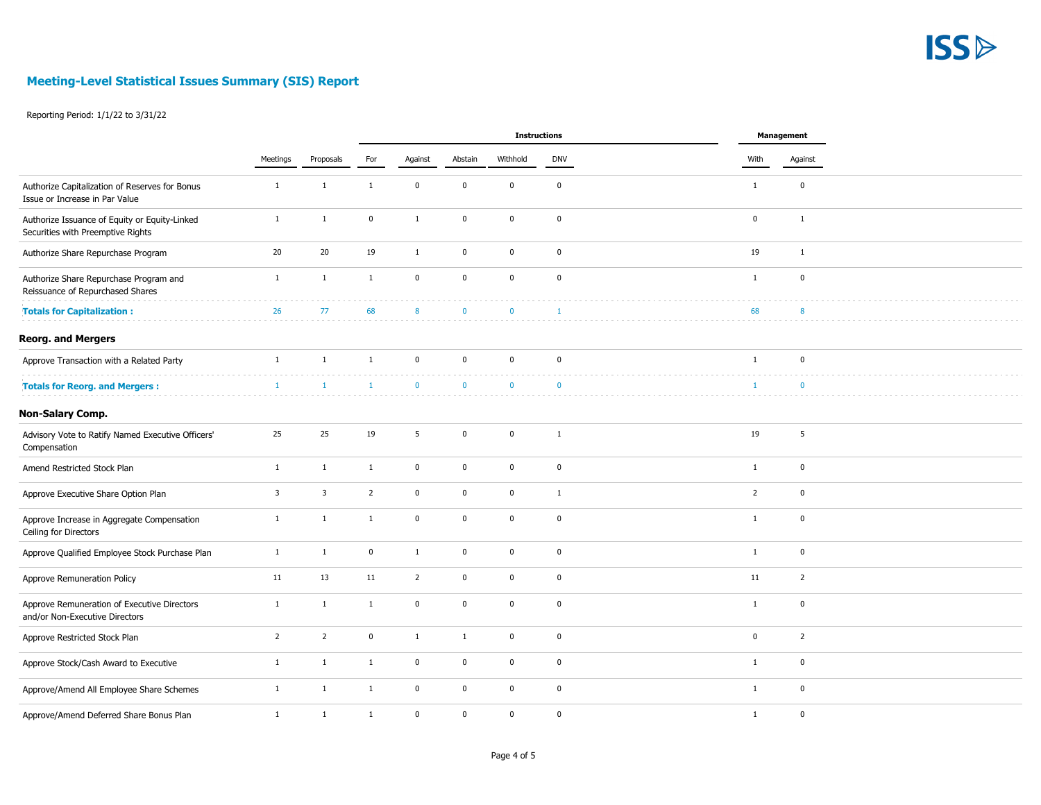# Meeting-Level Statistical Issues Summary (SIS) Report

Reporting Period: 1/1/22 to 3/31/22

| | Meetings | Proposals | Instructions | | | | | Management | |
|---|---|---|---|---|---|---|---|---|---|
| | | | For | Against | Abstain | Withhold | DNV | With | Against |
| Authorize Capitalization of Reserves for Bonus Issue or Increase in Par Value | 1 | 1 | 1 | 0 | 0 | 0 | 0 | 1 | 0 |
| Authorize Issuance of Equity or Equity-Linked Securities with Preemptive Rights | 1 | 1 | 0 | 1 | 0 | 0 | 0 | 0 | 1 |
| Authorize Share Repurchase Program | 20 | 20 | 19 | 1 | 0 | 0 | 0 | 19 | 1 |
| Authorize Share Repurchase Program and Reissuance of Repurchased Shares | 1 | 1 | 1 | 0 | 0 | 0 | 0 | 1 | 0 |
| **Totals for Capitalization :** | 26 | 77 | 68 | 8 | 0 | 0 | 1 | 68 | 8 |
| **Reorg. and Mergers** | | | | | | | | | |
| Approve Transaction with a Related Party | 1 | 1 | 1 | 0 | 0 | 0 | 0 | 1 | 0 |
| **Totals for Reorg. and Mergers :** | 1 | 1 | 1 | 0 | 0 | 0 | 0 | 1 | 0 |
| **Non-Salary Comp.** | | | | | | | | | |
| Advisory Vote to Ratify Named Executive Officers' Compensation | 25 | 25 | 19 | 5 | 0 | 0 | 1 | 19 | 5 |
| Amend Restricted Stock Plan | 1 | 1 | 1 | 0 | 0 | 0 | 0 | 1 | 0 |
| Approve Executive Share Option Plan | 3 | 3 | 2 | 0 | 0 | 0 | 1 | 2 | 0 |
| Approve Increase in Aggregate Compensation Ceiling for Directors | 1 | 1 | 1 | 0 | 0 | 0 | 0 | 1 | 0 |
| Approve Qualified Employee Stock Purchase Plan | 1 | 1 | 0 | 1 | 0 | 0 | 0 | 1 | 0 |
| Approve Remuneration Policy | 11 | 13 | 11 | 2 | 0 | 0 | 0 | 11 | 2 |
| Approve Remuneration of Executive Directors and/or Non-Executive Directors | 1 | 1 | 1 | 0 | 0 | 0 | 0 | 1 | 0 |
| Approve Restricted Stock Plan | 2 | 2 | 0 | 1 | 1 | 0 | 0 | 0 | 2 |
| Approve Stock/Cash Award to Executive | 1 | 1 | 1 | 0 | 0 | 0 | 0 | 1 | 0 |
| Approve/Amend All Employee Share Schemes | 1 | 1 | 1 | 0 | 0 | 0 | 0 | 1 | 0 |
| Approve/Amend Deferred Share Bonus Plan | 1 | 1 | 1 | 0 | 0 | 0 | 0 | 1 | 0 |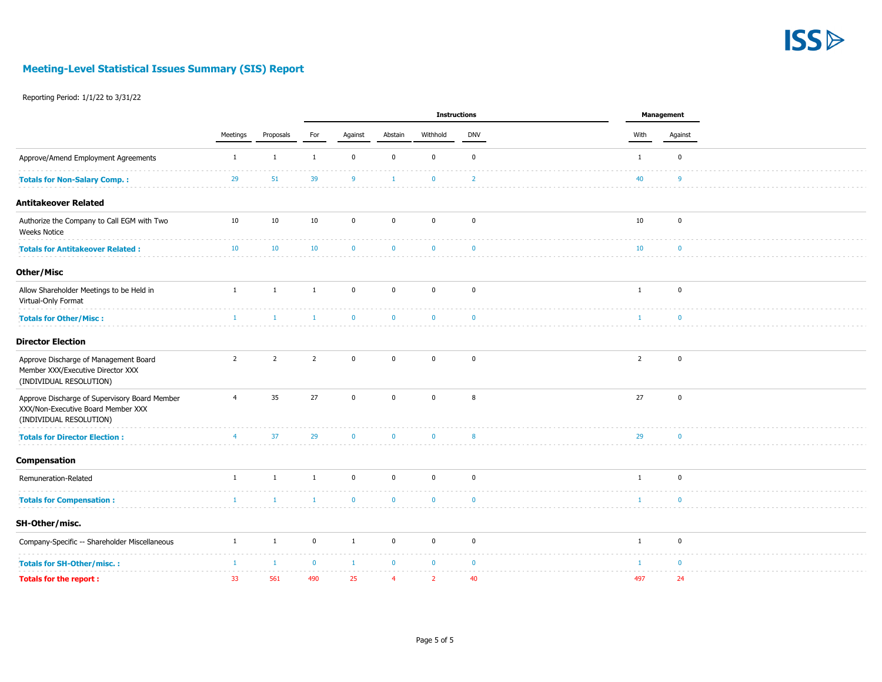## Meeting-Level Statistical Issues Summary (SIS) Report

Reporting Period: 1/1/22 to 3/31/22

| | | | Instructions | | | | | Management | |
|---|---|---|---|---|---|---|---|---|---|
| | Meetings | Proposals | For | Against | Abstain | Withhold | DNV | With | Against |
| Approve/Amend Employment Agreements | 1 | 1 | 1 | 0 | 0 | 0 | 0 | 1 | 0 |
| **Totals for Non-Salary Comp. :** | 29 | 51 | 39 | 9 | 1 | 0 | 2 | 40 | 9 |
| **Antitakeover Related** | | | | | | | | | |
| Authorize the Company to Call EGM with Two Weeks Notice | 10 | 10 | 10 | 0 | 0 | 0 | 0 | 10 | 0 |
| **Totals for Antitakeover Related :** | 10 | 10 | 10 | 0 | 0 | 0 | 0 | 10 | 0 |
| **Other/Misc** | | | | | | | | | |
| Allow Shareholder Meetings to be Held in Virtual-Only Format | 1 | 1 | 1 | 0 | 0 | 0 | 0 | 1 | 0 |
| **Totals for Other/Misc :** | 1 | 1 | 1 | 0 | 0 | 0 | 0 | 1 | 0 |
| **Director Election** | | | | | | | | | |
| Approve Discharge of Management Board Member XXX/Executive Director XXX (INDIVIDUAL RESOLUTION) | 2 | 2 | 2 | 0 | 0 | 0 | 0 | 2 | 0 |
| Approve Discharge of Supervisory Board Member XXX/Non-Executive Board Member XXX (INDIVIDUAL RESOLUTION) | 4 | 35 | 27 | 0 | 0 | 0 | 8 | 27 | 0 |
| **Totals for Director Election :** | 4 | 37 | 29 | 0 | 0 | 0 | 8 | 29 | 0 |
| **Compensation** | | | | | | | | | |
| Remuneration-Related | 1 | 1 | 1 | 0 | 0 | 0 | 0 | 1 | 0 |
| **Totals for Compensation :** | 1 | 1 | 1 | 0 | 0 | 0 | 0 | 1 | 0 |
| **SH-Other/misc.** | | | | | | | | | |
| Company-Specific -- Shareholder Miscellaneous | 1 | 1 | 0 | 1 | 0 | 0 | 0 | 1 | 0 |
| **Totals for SH-Other/misc. :** | 1 | 1 | 0 | 1 | 0 | 0 | 0 | 1 | 0 |
| **Totals for the report :** | 33 | 561 | 490 | 25 | 4 | 2 | 40 | 497 | 24 |